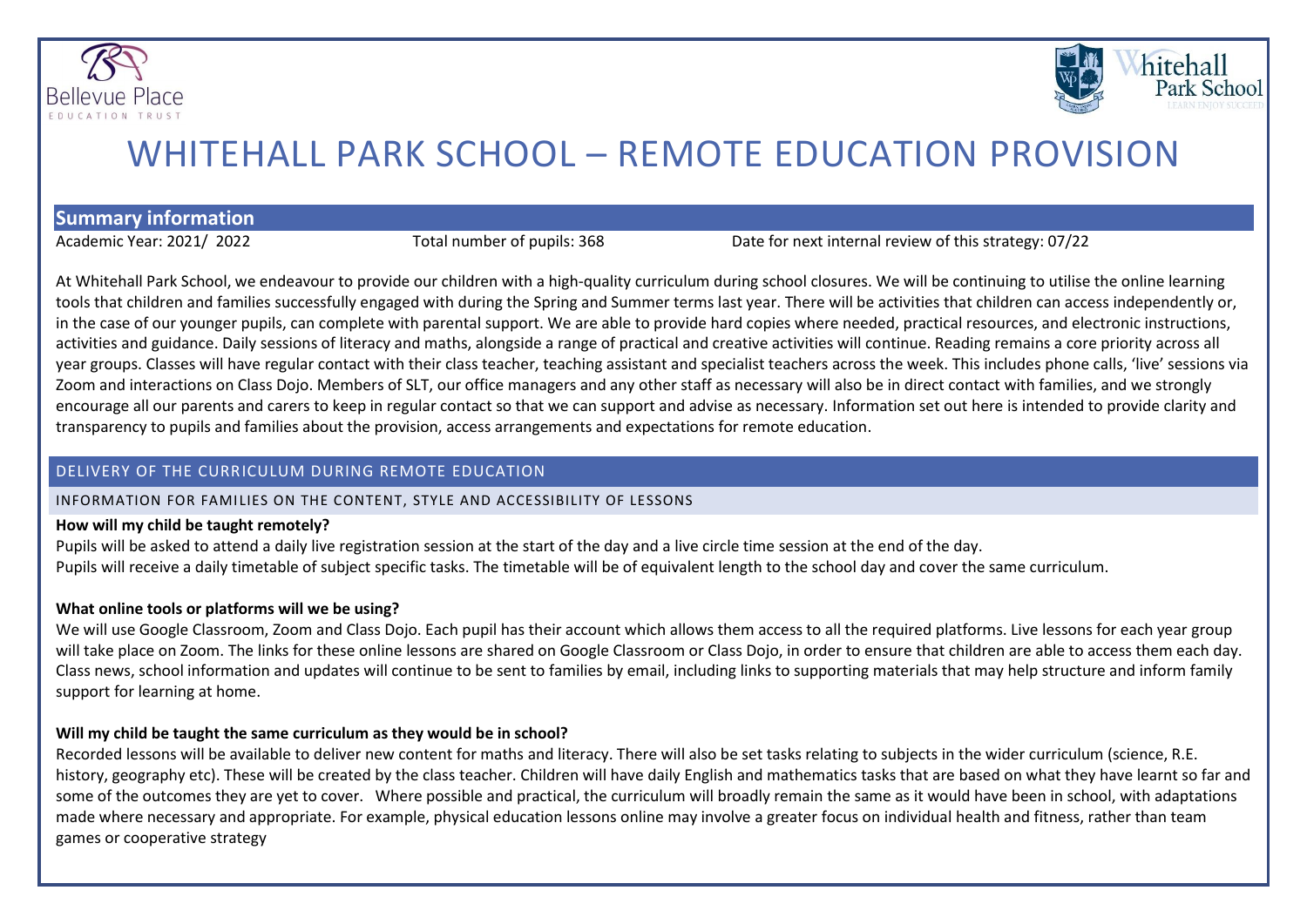# WHITEHALL PARK SCHOOL – REMOTE EDUCATION PROVISION

## Summary information

Academic Year: 2021/ 2022 Total number of pupils: 368 Date for next internal review of this strategy: 07/22

At Whitehall Park School, we endeavour to provide our children with a high-quality curriculum during school closures. We will be continuing to utilise the online learning tools that children and families successfully engaged with during the Spring and Summer terms last year. There will be activities that children can access independently or, in the case of our younger pupils, can complete with parental support. We are able to provide hard copies where needed, practical resources, and electronic instructions, activities and guidance. Daily sessions of literacy and maths, alongside a range of practical and creative activities will continue. Reading remains a core priority across all year groups. Classes will have regular contact with their class teacher, teaching assistant and specialist teachers across the week. This includes phone calls, 'live' sessions via Zoom and interactions on Class Dojo. Members of SLT, our office managers and any other staff as necessary will also be in direct contact with families, and we strongly encourage all our parents and carers to keep in regular contact so that we can support and advise as necessary. Information set out here is intended to provide clarity and transparency to pupils and families about the provision, access arrangements and expectations for remote education.

## DELIVERY OF THE CURRICULUM DURING REMOTE EDUCATION

### INFORMATION FOR FAMILIES ON THE CONTENT, STYLE AND ACCESSIBILITY OF LESSONS

**How will my child be taught remotely?**

Pupils will be asked to attend a daily live registration session at the start of the day and a live circle time session at the end of the day.
Pupils will receive a daily timetable of subject specific tasks. The timetable will be of equivalent length to the school day and cover the same curriculum.

**What online tools or platforms will we be using?**

We will use Google Classroom, Zoom and Class Dojo. Each pupil has their account which allows them access to all the required platforms. Live lessons for each year group will take place on Zoom. The links for these online lessons are shared on Google Classroom or Class Dojo, in order to ensure that children are able to access them each day. Class news, school information and updates will continue to be sent to families by email, including links to supporting materials that may help structure and inform family support for learning at home.

**Will my child be taught the same curriculum as they would be in school?**

Recorded lessons will be available to deliver new content for maths and literacy. There will also be set tasks relating to subjects in the wider curriculum (science, R.E. history, geography etc). These will be created by the class teacher. Children will have daily English and mathematics tasks that are based on what they have learnt so far and some of the outcomes they are yet to cover. Where possible and practical, the curriculum will broadly remain the same as it would have been in school, with adaptations made where necessary and appropriate. For example, physical education lessons online may involve a greater focus on individual health and fitness, rather than team games or cooperative strategy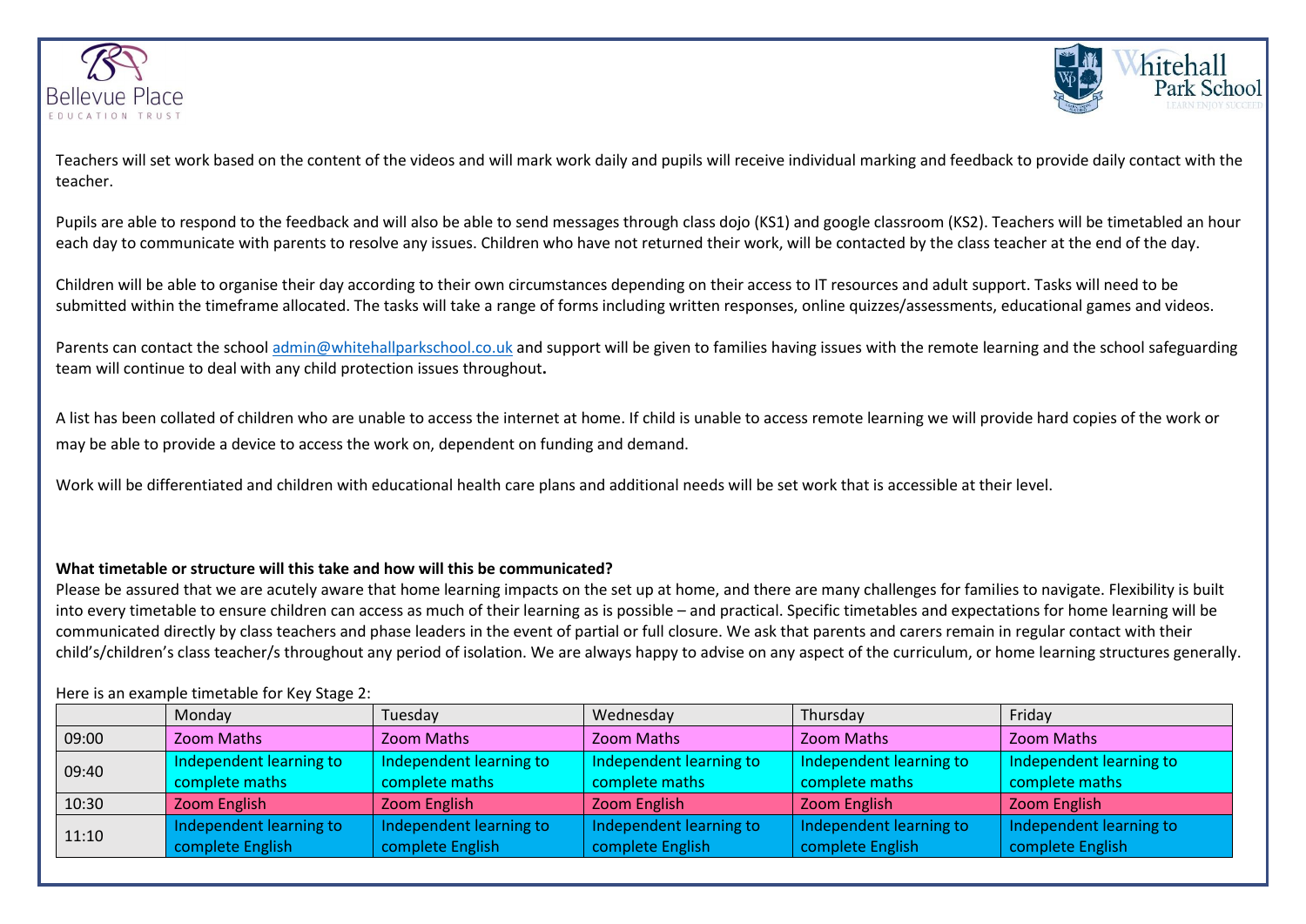Teachers will set work based on the content of the videos and will mark work daily and pupils will receive individual marking and feedback to provide daily contact with the teacher.

Pupils are able to respond to the feedback and will also be able to send messages through class dojo (KS1) and google classroom (KS2). Teachers will be timetabled an hour each day to communicate with parents to resolve any issues. Children who have not returned their work, will be contacted by the class teacher at the end of the day.

Children will be able to organise their day according to their own circumstances depending on their access to IT resources and adult support. Tasks will need to be submitted within the timeframe allocated. The tasks will take a range of forms including written responses, online quizzes/assessments, educational games and videos.

Parents can contact the school admin@whitehallparkschool.co.uk and support will be given to families having issues with the remote learning and the school safeguarding team will continue to deal with any child protection issues throughout**.**

A list has been collated of children who are unable to access the internet at home. If child is unable to access remote learning we will provide hard copies of the work or may be able to provide a device to access the work on, dependent on funding and demand.

Work will be differentiated and children with educational health care plans and additional needs will be set work that is accessible at their level.

**What timetable or structure will this take and how will this be communicated?**

Please be assured that we are acutely aware that home learning impacts on the set up at home, and there are many challenges for families to navigate. Flexibility is built into every timetable to ensure children can access as much of their learning as is possible – and practical. Specific timetables and expectations for home learning will be communicated directly by class teachers and phase leaders in the event of partial or full closure. We ask that parents and carers remain in regular contact with their child's/children's class teacher/s throughout any period of isolation. We are always happy to advise on any aspect of the curriculum, or home learning structures generally.

Here is an example timetable for Key Stage 2:

| | Monday | Tuesday | Wednesday | Thursday | Friday |
|---|---|---|---|---|---|
| 09:00 | Zoom Maths | Zoom Maths | Zoom Maths | Zoom Maths | Zoom Maths |
| 09:40 | Independent learning to complete maths | Independent learning to complete maths | Independent learning to complete maths | Independent learning to complete maths | Independent learning to complete maths |
| 10:30 | Zoom English | Zoom English | Zoom English | Zoom English | Zoom English |
| 11:10 | Independent learning to complete English | Independent learning to complete English | Independent learning to complete English | Independent learning to complete English | Independent learning to complete English |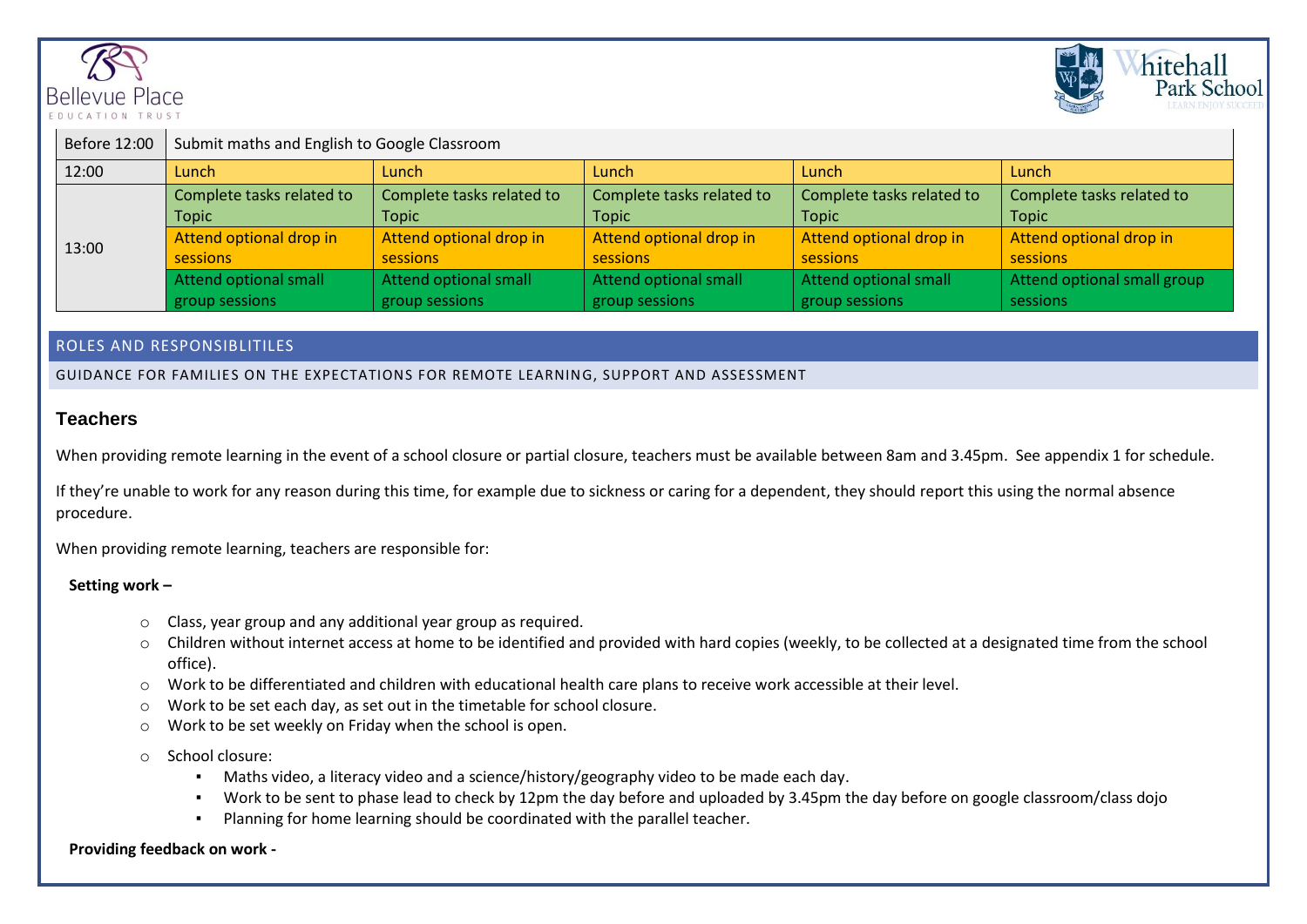| Before 12:00 | Submit maths and English to Google Classroom | | | | |
|---|---|---|---|---|---|
| 12:00 | Lunch | Lunch | Lunch | Lunch | Lunch |
| 13:00 | Complete tasks related to Topic | Complete tasks related to Topic | Complete tasks related to Topic | Complete tasks related to Topic | Complete tasks related to Topic |
| | Attend optional drop in sessions | Attend optional drop in sessions | Attend optional drop in sessions | Attend optional drop in sessions | Attend optional drop in sessions |
| | Attend optional small group sessions | Attend optional small group sessions | Attend optional small group sessions | Attend optional small group sessions | Attend optional small group sessions |

## ROLES AND RESPONSIBLITILES

GUIDANCE FOR FAMILIES ON THE EXPECTATIONS FOR REMOTE LEARNING, SUPPORT AND ASSESSMENT

### Teachers

When providing remote learning in the event of a school closure or partial closure, teachers must be available between 8am and 3.45pm. See appendix 1 for schedule.

If they're unable to work for any reason during this time, for example due to sickness or caring for a dependent, they should report this using the normal absence procedure.

When providing remote learning, teachers are responsible for:

**Setting work –**

- Class, year group and any additional year group as required.
- Children without internet access at home to be identified and provided with hard copies (weekly, to be collected at a designated time from the school office).
- Work to be differentiated and children with educational health care plans to receive work accessible at their level.
- Work to be set each day, as set out in the timetable for school closure.
- Work to be set weekly on Friday when the school is open.
- School closure:
  - Maths video, a literacy video and a science/history/geography video to be made each day.
  - Work to be sent to phase lead to check by 12pm the day before and uploaded by 3.45pm the day before on google classroom/class dojo
  - Planning for home learning should be coordinated with the parallel teacher.

**Providing feedback on work -**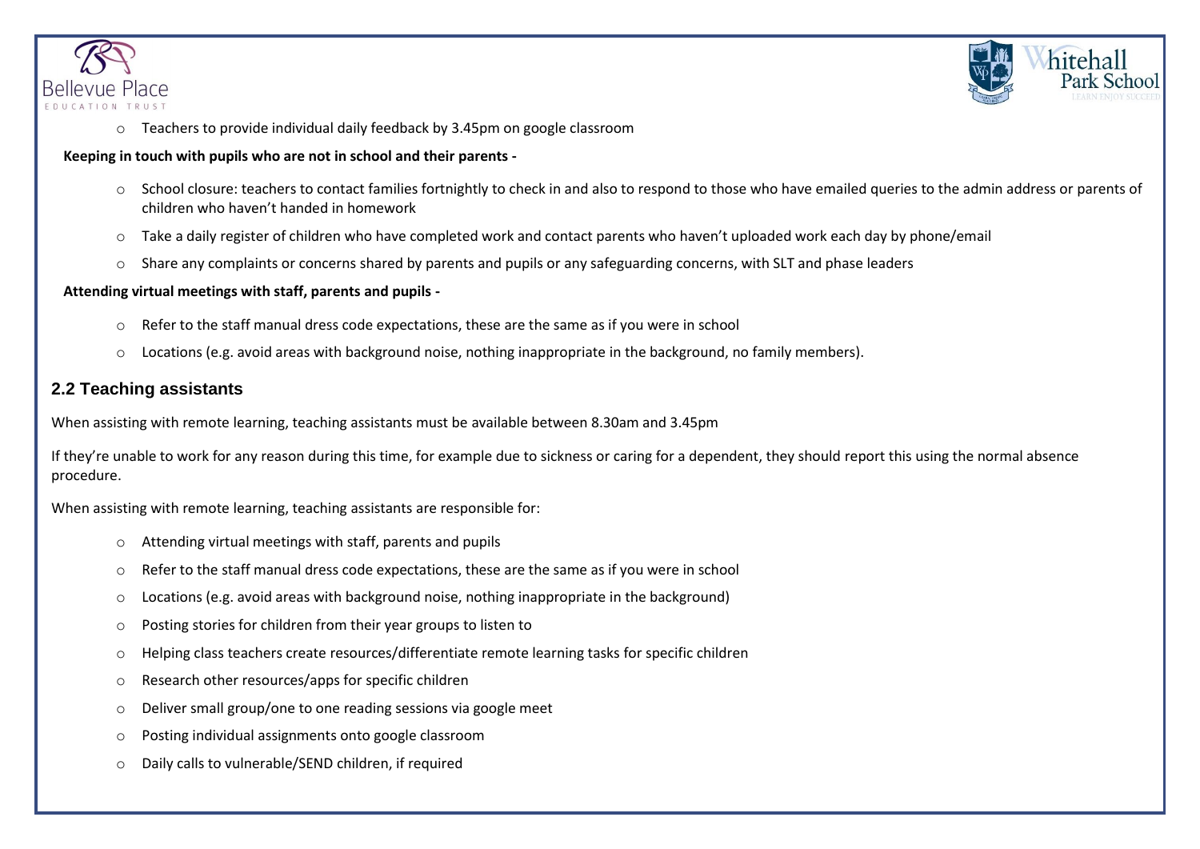- Teachers to provide individual daily feedback by 3.45pm on google classroom

**Keeping in touch with pupils who are not in school and their parents -**

- School closure: teachers to contact families fortnightly to check in and also to respond to those who have emailed queries to the admin address or parents of children who haven't handed in homework
- Take a daily register of children who have completed work and contact parents who haven't uploaded work each day by phone/email
- Share any complaints or concerns shared by parents and pupils or any safeguarding concerns, with SLT and phase leaders

**Attending virtual meetings with staff, parents and pupils -**

- Refer to the staff manual dress code expectations, these are the same as if you were in school
- Locations (e.g. avoid areas with background noise, nothing inappropriate in the background, no family members).

## 2.2 Teaching assistants

When assisting with remote learning, teaching assistants must be available between 8.30am and 3.45pm

If they're unable to work for any reason during this time, for example due to sickness or caring for a dependent, they should report this using the normal absence procedure.

When assisting with remote learning, teaching assistants are responsible for:

- Attending virtual meetings with staff, parents and pupils
- Refer to the staff manual dress code expectations, these are the same as if you were in school
- Locations (e.g. avoid areas with background noise, nothing inappropriate in the background)
- Posting stories for children from their year groups to listen to
- Helping class teachers create resources/differentiate remote learning tasks for specific children
- Research other resources/apps for specific children
- Deliver small group/one to one reading sessions via google meet
- Posting individual assignments onto google classroom
- Daily calls to vulnerable/SEND children, if required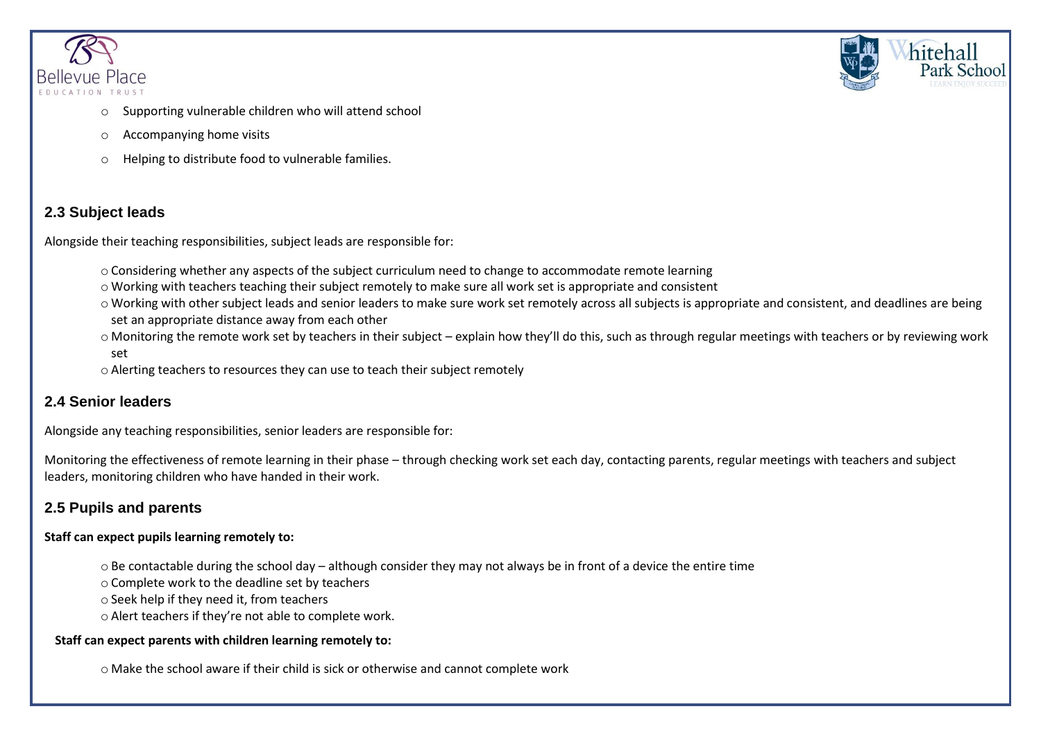- Supporting vulnerable children who will attend school
- Accompanying home visits
- Helping to distribute food to vulnerable families.

## 2.3 Subject leads

Alongside their teaching responsibilities, subject leads are responsible for:

- Considering whether any aspects of the subject curriculum need to change to accommodate remote learning
- Working with teachers teaching their subject remotely to make sure all work set is appropriate and consistent
- Working with other subject leads and senior leaders to make sure work set remotely across all subjects is appropriate and consistent, and deadlines are being set an appropriate distance away from each other
- Monitoring the remote work set by teachers in their subject – explain how they'll do this, such as through regular meetings with teachers or by reviewing work set
- Alerting teachers to resources they can use to teach their subject remotely

## 2.4 Senior leaders

Alongside any teaching responsibilities, senior leaders are responsible for:

Monitoring the effectiveness of remote learning in their phase – through checking work set each day, contacting parents, regular meetings with teachers and subject leaders, monitoring children who have handed in their work.

## 2.5 Pupils and parents

**Staff can expect pupils learning remotely to:**

- Be contactable during the school day – although consider they may not always be in front of a device the entire time
- Complete work to the deadline set by teachers
- Seek help if they need it, from teachers
- Alert teachers if they're not able to complete work.

**Staff can expect parents with children learning remotely to:**

- Make the school aware if their child is sick or otherwise and cannot complete work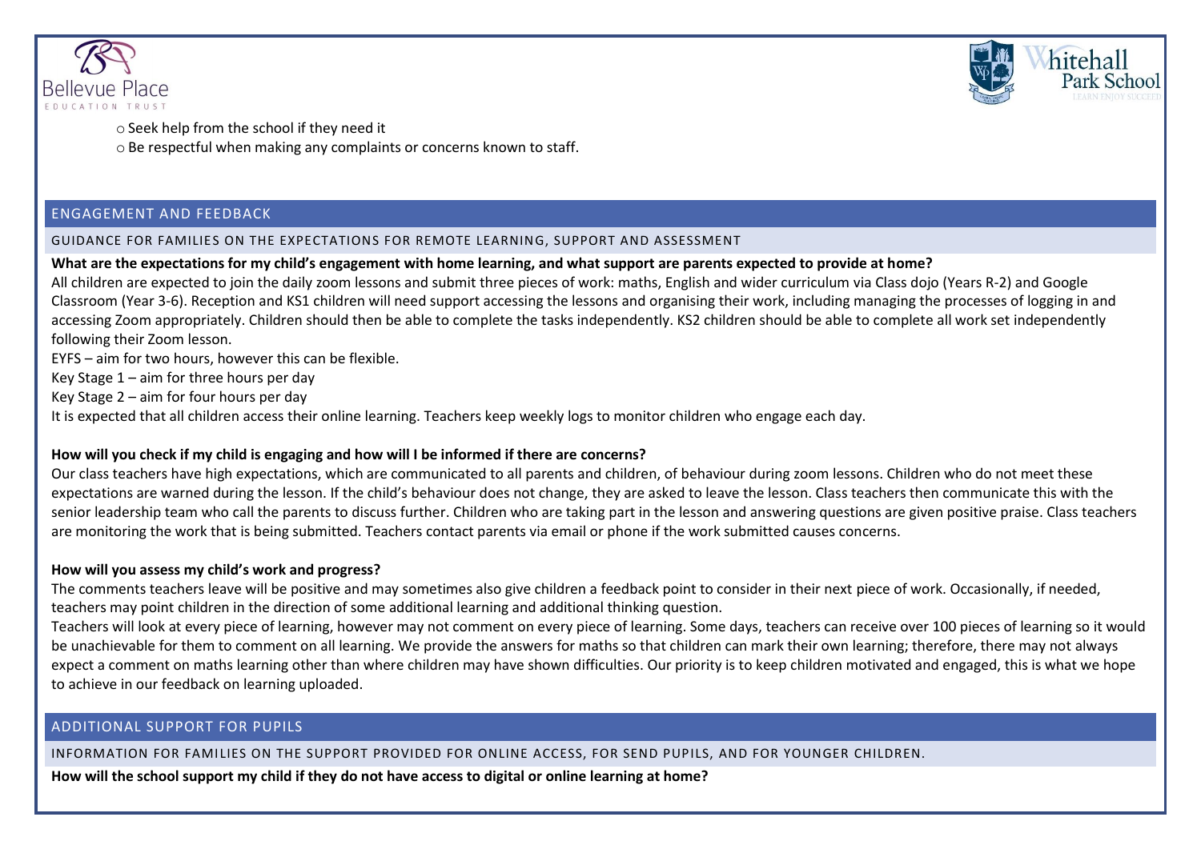- Seek help from the school if they need it
- Be respectful when making any complaints or concerns known to staff.

## ENGAGEMENT AND FEEDBACK

### GUIDANCE FOR FAMILIES ON THE EXPECTATIONS FOR REMOTE LEARNING, SUPPORT AND ASSESSMENT

**What are the expectations for my child's engagement with home learning, and what support are parents expected to provide at home?**

All children are expected to join the daily zoom lessons and submit three pieces of work: maths, English and wider curriculum via Class dojo (Years R-2) and Google Classroom (Year 3-6). Reception and KS1 children will need support accessing the lessons and organising their work, including managing the processes of logging in and accessing Zoom appropriately. Children should then be able to complete the tasks independently. KS2 children should be able to complete all work set independently following their Zoom lesson.

EYFS – aim for two hours, however this can be flexible.

Key Stage 1 – aim for three hours per day

Key Stage 2 – aim for four hours per day

It is expected that all children access their online learning. Teachers keep weekly logs to monitor children who engage each day.

**How will you check if my child is engaging and how will I be informed if there are concerns?**

Our class teachers have high expectations, which are communicated to all parents and children, of behaviour during zoom lessons. Children who do not meet these expectations are warned during the lesson. If the child's behaviour does not change, they are asked to leave the lesson. Class teachers then communicate this with the senior leadership team who call the parents to discuss further. Children who are taking part in the lesson and answering questions are given positive praise. Class teachers are monitoring the work that is being submitted. Teachers contact parents via email or phone if the work submitted causes concerns.

**How will you assess my child's work and progress?**

The comments teachers leave will be positive and may sometimes also give children a feedback point to consider in their next piece of work. Occasionally, if needed, teachers may point children in the direction of some additional learning and additional thinking question.

Teachers will look at every piece of learning, however may not comment on every piece of learning. Some days, teachers can receive over 100 pieces of learning so it would be unachievable for them to comment on all learning. We provide the answers for maths so that children can mark their own learning; therefore, there may not always expect a comment on maths learning other than where children may have shown difficulties. Our priority is to keep children motivated and engaged, this is what we hope to achieve in our feedback on learning uploaded.

## ADDITIONAL SUPPORT FOR PUPILS

### INFORMATION FOR FAMILIES ON THE SUPPORT PROVIDED FOR ONLINE ACCESS, FOR SEND PUPILS, AND FOR YOUNGER CHILDREN.

**How will the school support my child if they do not have access to digital or online learning at home?**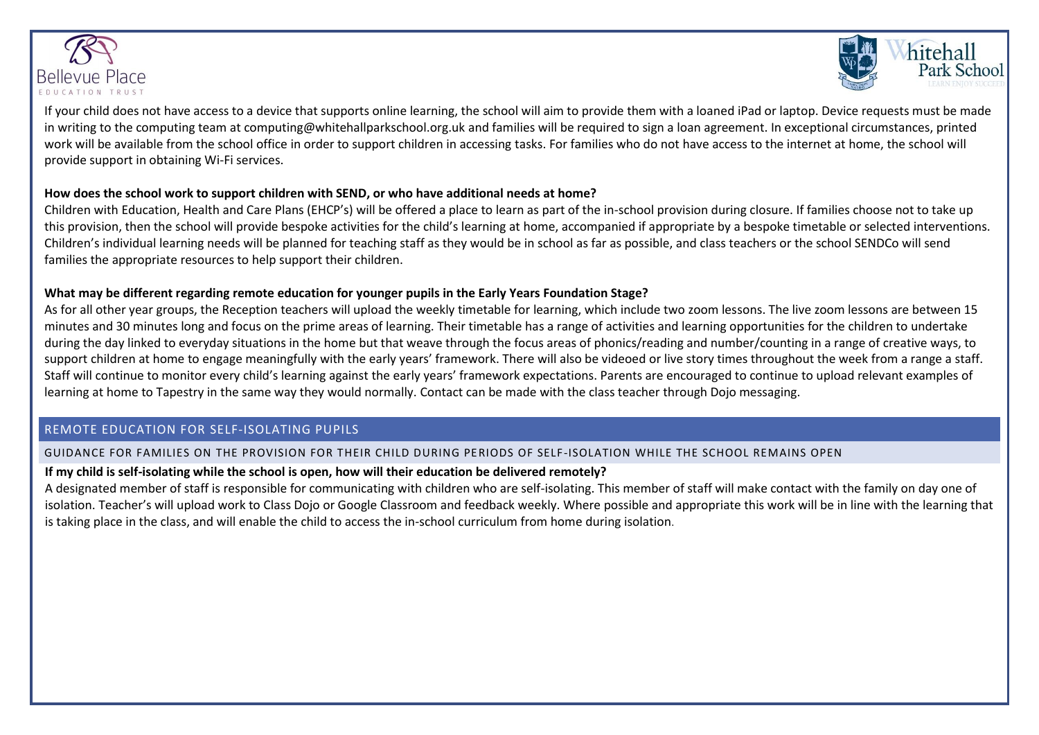If your child does not have access to a device that supports online learning, the school will aim to provide them with a loaned iPad or laptop. Device requests must be made in writing to the computing team at computing@whitehallparkschool.org.uk and families will be required to sign a loan agreement. In exceptional circumstances, printed work will be available from the school office in order to support children in accessing tasks. For families who do not have access to the internet at home, the school will provide support in obtaining Wi-Fi services.

**How does the school work to support children with SEND, or who have additional needs at home?**

Children with Education, Health and Care Plans (EHCP's) will be offered a place to learn as part of the in-school provision during closure. If families choose not to take up this provision, then the school will provide bespoke activities for the child's learning at home, accompanied if appropriate by a bespoke timetable or selected interventions. Children's individual learning needs will be planned for teaching staff as they would be in school as far as possible, and class teachers or the school SENDCo will send families the appropriate resources to help support their children.

**What may be different regarding remote education for younger pupils in the Early Years Foundation Stage?**

As for all other year groups, the Reception teachers will upload the weekly timetable for learning, which include two zoom lessons. The live zoom lessons are between 15 minutes and 30 minutes long and focus on the prime areas of learning. Their timetable has a range of activities and learning opportunities for the children to undertake during the day linked to everyday situations in the home but that weave through the focus areas of phonics/reading and number/counting in a range of creative ways, to support children at home to engage meaningfully with the early years' framework. There will also be videoed or live story times throughout the week from a range a staff. Staff will continue to monitor every child's learning against the early years' framework expectations. Parents are encouraged to continue to upload relevant examples of learning at home to Tapestry in the same way they would normally. Contact can be made with the class teacher through Dojo messaging.

## REMOTE EDUCATION FOR SELF-ISOLATING PUPILS

### GUIDANCE FOR FAMILIES ON THE PROVISION FOR THEIR CHILD DURING PERIODS OF SELF-ISOLATION WHILE THE SCHOOL REMAINS OPEN

**If my child is self-isolating while the school is open, how will their education be delivered remotely?**

A designated member of staff is responsible for communicating with children who are self-isolating. This member of staff will make contact with the family on day one of isolation. Teacher's will upload work to Class Dojo or Google Classroom and feedback weekly. Where possible and appropriate this work will be in line with the learning that is taking place in the class, and will enable the child to access the in-school curriculum from home during isolation.